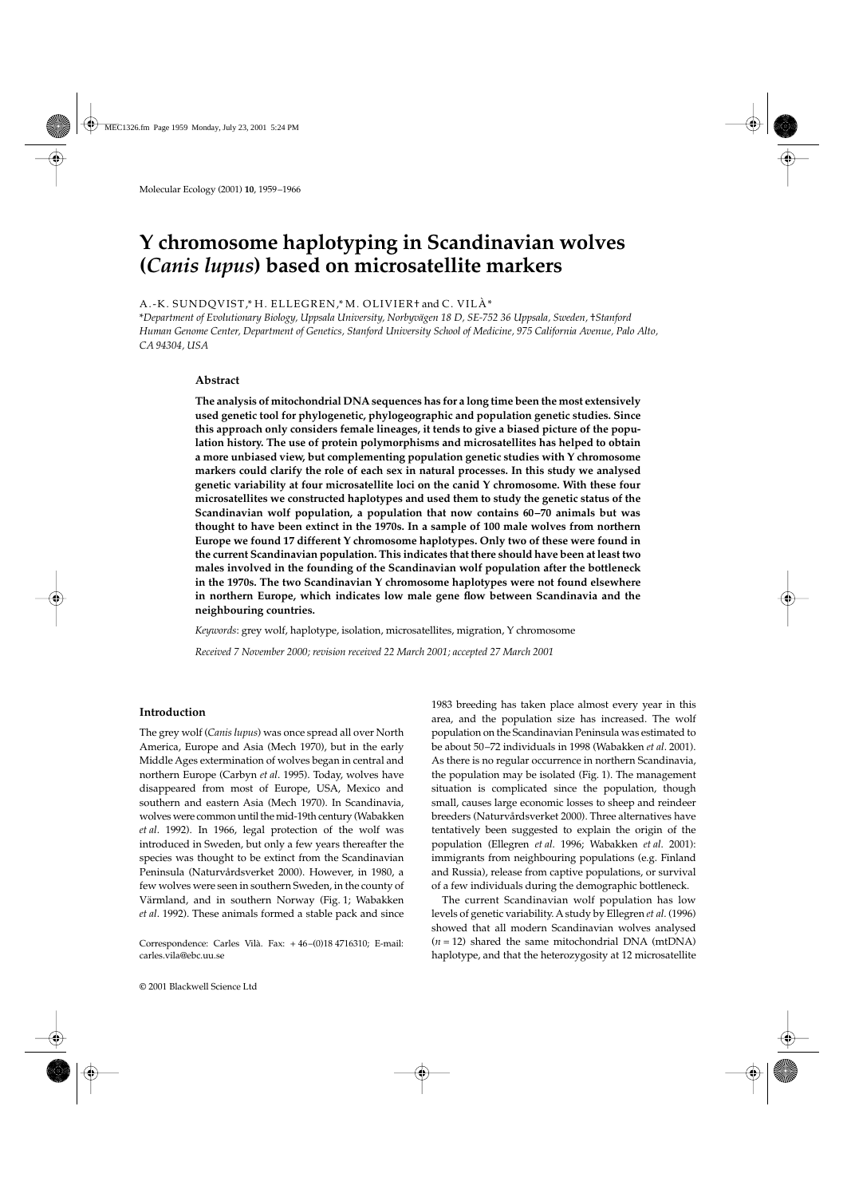# Y chromosome haplotyping in Scandinavian wolves (*Canis lupus*) based on microsatellite markers

A.-K. SUNDQVIST,* H. ELLEGREN,* M. OLIVIER† and C. VILÀ*

*\*Department of Evolutionary Biology, Uppsala University, Norbyvägen 18 D, SE-752 36 Uppsala, Sweden, †Stanford Human Genome Center, Department of Genetics, Stanford University School of Medicine, 975 California Avenue, Palo Alto, CA 94304, USA*

## Abstract

**The analysis of mitochondrial DNA sequences has for a long time been the most extensively used genetic tool for phylogenetic, phylogeographic and population genetic studies. Since this approach only considers female lineages, it tends to give a biased picture of the population history. The use of protein polymorphisms and microsatellites has helped to obtain a more unbiased view, but complementing population genetic studies with Y chromosome markers could clarify the role of each sex in natural processes. In this study we analysed genetic variability at four microsatellite loci on the canid Y chromosome. With these four microsatellites we constructed haplotypes and used them to study the genetic status of the Scandinavian wolf population, a population that now contains 60–70 animals but was thought to have been extinct in the 1970s. In a sample of 100 male wolves from northern Europe we found 17 different Y chromosome haplotypes. Only two of these were found in the current Scandinavian population. This indicates that there should have been at least two males involved in the founding of the Scandinavian wolf population after the bottleneck in the 1970s. The two Scandinavian Y chromosome haplotypes were not found elsewhere in northern Europe, which indicates low male gene flow between Scandinavia and the neighbouring countries.**

*Keywords*: grey wolf, haplotype, isolation, microsatellites, migration, Y chromosome

*Received 7 November 2000; revision received 22 March 2001; accepted 27 March 2001*

## Introduction

The grey wolf (*Canis lupus*) was once spread all over North America, Europe and Asia (Mech 1970), but in the early Middle Ages extermination of wolves began in central and northern Europe (Carbyn *et al*. 1995). Today, wolves have disappeared from most of Europe, USA, Mexico and southern and eastern Asia (Mech 1970). In Scandinavia, wolves were common until the mid-19th century (Wabakken *et al*. 1992). In 1966, legal protection of the wolf was introduced in Sweden, but only a few years thereafter the species was thought to be extinct from the Scandinavian Peninsula (Naturvårdsverket 2000). However, in 1980, a few wolves were seen in southern Sweden, in the county of Värmland, and in southern Norway (Fig. 1; Wabakken *et al*. 1992). These animals formed a stable pack and since 1983 breeding has taken place almost every year in this area, and the population size has increased. The wolf population on the Scandinavian Peninsula was estimated to be about 50–72 individuals in 1998 (Wabakken *et al*. 2001). As there is no regular occurrence in northern Scandinavia, the population may be isolated (Fig. 1). The management situation is complicated since the population, though small, causes large economic losses to sheep and reindeer breeders (Naturvårdsverket 2000). Three alternatives have tentatively been suggested to explain the origin of the population (Ellegren *et al*. 1996; Wabakken *et al*. 2001): immigrants from neighbouring populations (e.g. Finland and Russia), release from captive populations, or survival of a few individuals during the demographic bottleneck.

The current Scandinavian wolf population has low levels of genetic variability. A study by Ellegren *et al*. (1996) showed that all modern Scandinavian wolves analysed ($n = 12$) shared the same mitochondrial DNA (mtDNA) haplotype, and that the heterozygosity at 12 microsatellite

Correspondence: Carles Vilà. Fax: + 46 –(0)18 4716310; E-mail: carles.vila@ebc.uu.se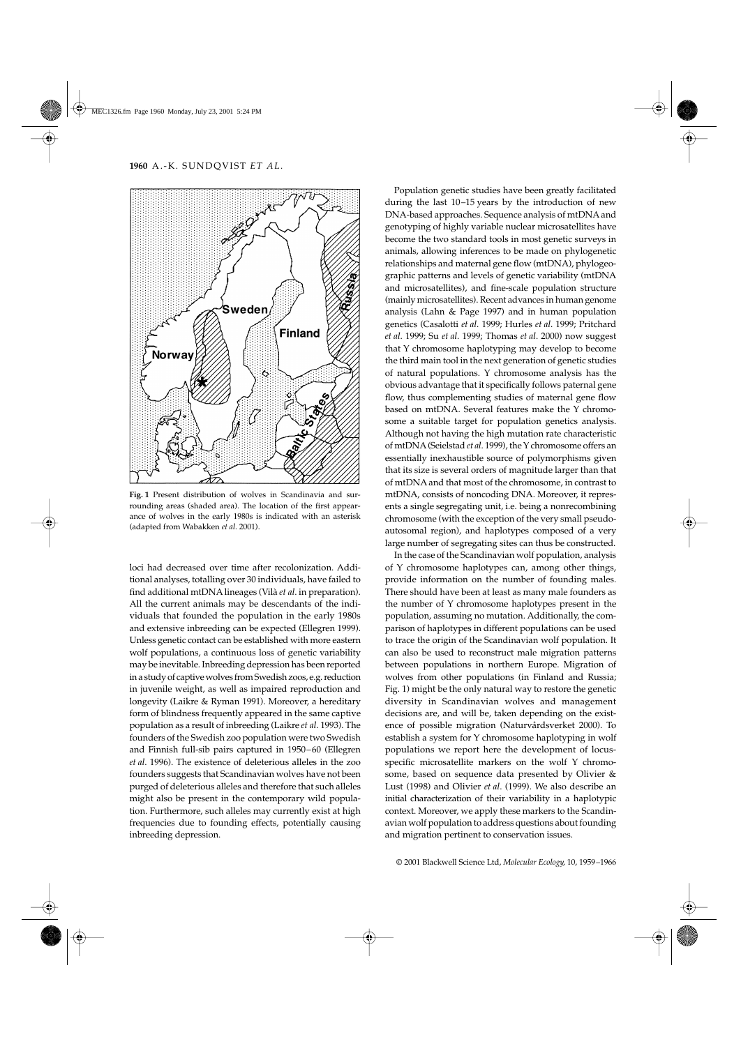Fig. 1 Present distribution of wolves in Scandinavia and surrounding areas (shaded area). The location of the first appearance of wolves in the early 1980s is indicated with an asterisk (adapted from Wabakken *et al*. 2001).

loci had decreased over time after recolonization. Additional analyses, totalling over 30 individuals, have failed to find additional mtDNA lineages (Vilà *et al*. in preparation). All the current animals may be descendants of the individuals that founded the population in the early 1980s and extensive inbreeding can be expected (Ellegren 1999). Unless genetic contact can be established with more eastern wolf populations, a continuous loss of genetic variability may be inevitable. Inbreeding depression has been reported in a study of captive wolves from Swedish zoos, e.g. reduction in juvenile weight, as well as impaired reproduction and longevity (Laikre & Ryman 1991). Moreover, a hereditary form of blindness frequently appeared in the same captive population as a result of inbreeding (Laikre *et al*. 1993). The founders of the Swedish zoo population were two Swedish and Finnish full-sib pairs captured in 1950–60 (Ellegren *et al*. 1996). The existence of deleterious alleles in the zoo founders suggests that Scandinavian wolves have not been purged of deleterious alleles and therefore that such alleles might also be present in the contemporary wild population. Furthermore, such alleles may currently exist at high frequencies due to founding effects, potentially causing inbreeding depression.

Population genetic studies have been greatly facilitated during the last 10–15 years by the introduction of new DNA-based approaches. Sequence analysis of mtDNA and genotyping of highly variable nuclear microsatellites have become the two standard tools in most genetic surveys in animals, allowing inferences to be made on phylogenetic relationships and maternal gene flow (mtDNA), phylogeographic patterns and levels of genetic variability (mtDNA and microsatellites), and fine-scale population structure (mainly microsatellites). Recent advances in human genome analysis (Lahn & Page 1997) and in human population genetics (Casalotti *et al*. 1999; Hurles *et al*. 1999; Pritchard *et al*. 1999; Su *et al*. 1999; Thomas *et al*. 2000) now suggest that Y chromosome haplotyping may develop to become the third main tool in the next generation of genetic studies of natural populations. Y chromosome analysis has the obvious advantage that it specifically follows paternal gene flow, thus complementing studies of maternal gene flow based on mtDNA. Several features make the Y chromosome a suitable target for population genetics analysis. Although not having the high mutation rate characteristic of mtDNA (Seielstad *et al*. 1999), the Y chromosome offers an essentially inexhaustible source of polymorphisms given that its size is several orders of magnitude larger than that of mtDNA and that most of the chromosome, in contrast to mtDNA, consists of noncoding DNA. Moreover, it represents a single segregating unit, i.e. being a nonrecombining chromosome (with the exception of the very small pseudoautosomal region), and haplotypes composed of a very large number of segregating sites can thus be constructed.

In the case of the Scandinavian wolf population, analysis of Y chromosome haplotypes can, among other things, provide information on the number of founding males. There should have been at least as many male founders as the number of Y chromosome haplotypes present in the population, assuming no mutation. Additionally, the comparison of haplotypes in different populations can be used to trace the origin of the Scandinavian wolf population. It can also be used to reconstruct male migration patterns between populations in northern Europe. Migration of wolves from other populations (in Finland and Russia; Fig. 1) might be the only natural way to restore the genetic diversity in Scandinavian wolves and management decisions are, and will be, taken depending on the existence of possible migration (Naturvårdsverket 2000). To establish a system for Y chromosome haplotyping in wolf populations we report here the development of locus-specific microsatellite markers on the wolf Y chromosome, based on sequence data presented by Olivier & Lust (1998) and Olivier *et al*. (1999). We also describe an initial characterization of their variability in a haplotypic context. Moreover, we apply these markers to the Scandinavian wolf population to address questions about founding and migration pertinent to conservation issues.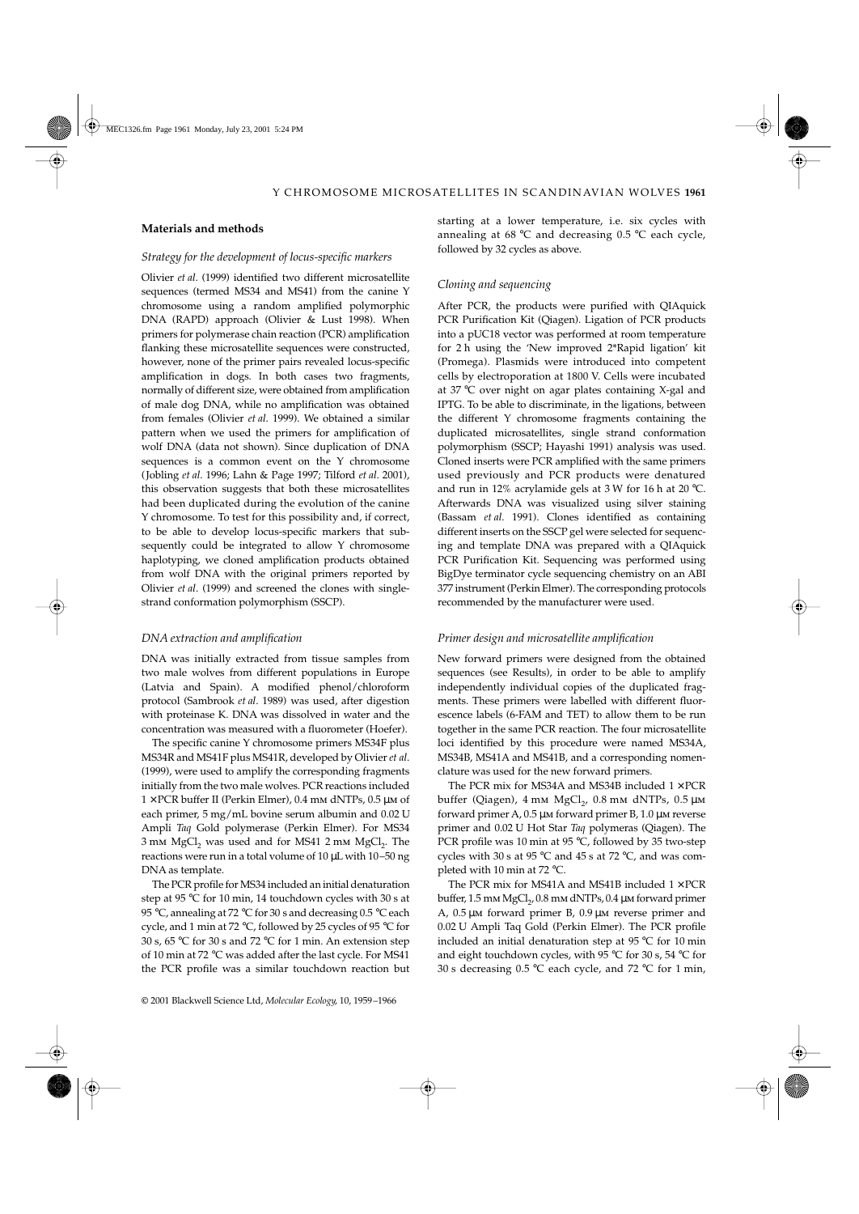## Materials and methods

### *Strategy for the development of locus-specific markers*

Olivier *et al*. (1999) identified two different microsatellite sequences (termed MS34 and MS41) from the canine Y chromosome using a random amplified polymorphic DNA (RAPD) approach (Olivier & Lust 1998). When primers for polymerase chain reaction (PCR) amplification flanking these microsatellite sequences were constructed, however, none of the primer pairs revealed locus-specific amplification in dogs. In both cases two fragments, normally of different size, were obtained from amplification of male dog DNA, while no amplification was obtained from females (Olivier *et al*. 1999). We obtained a similar pattern when we used the primers for amplification of wolf DNA (data not shown). Since duplication of DNA sequences is a common event on the Y chromosome (Jobling *et al*. 1996; Lahn & Page 1997; Tilford *et al*. 2001), this observation suggests that both these microsatellites had been duplicated during the evolution of the canine Y chromosome. To test for this possibility and, if correct, to be able to develop locus-specific markers that subsequently could be integrated to allow Y chromosome haplotyping, we cloned amplification products obtained from wolf DNA with the original primers reported by Olivier *et al*. (1999) and screened the clones with single-strand conformation polymorphism (SSCP).

### *DNA extraction and amplification*

DNA was initially extracted from tissue samples from two male wolves from different populations in Europe (Latvia and Spain). A modified phenol/chloroform protocol (Sambrook *et al*. 1989) was used, after digestion with proteinase K. DNA was dissolved in water and the concentration was measured with a fluorometer (Hoefer).

The specific canine Y chromosome primers MS34F plus MS34R and MS41F plus MS41R, developed by Olivier *et al*. (1999), were used to amplify the corresponding fragments initially from the two male wolves. PCR reactions included 1 × PCR buffer II (Perkin Elmer), 0.4 mM dNTPs, 0.5 μM of each primer, 5 mg/mL bovine serum albumin and 0.02 U Ampli *Taq* Gold polymerase (Perkin Elmer). For MS34 3 mM $MgCl_2$ was used and for MS41 2 mM $MgCl_2$. The reactions were run in a total volume of 10 μL with 10–50 ng DNA as template.

The PCR profile for MS34 included an initial denaturation step at 95 °C for 10 min, 14 touchdown cycles with 30 s at 95 °C, annealing at 72 °C for 30 s and decreasing 0.5 °C each cycle, and 1 min at 72 °C, followed by 25 cycles of 95 °C for 30 s, 65 °C for 30 s and 72 °C for 1 min. An extension step of 10 min at 72 °C was added after the last cycle. For MS41 the PCR profile was a similar touchdown reaction but starting at a lower temperature, i.e. six cycles with annealing at 68 °C and decreasing 0.5 °C each cycle, followed by 32 cycles as above.

### *Cloning and sequencing*

After PCR, the products were purified with QIAquick PCR Purification Kit (Qiagen). Ligation of PCR products into a pUC18 vector was performed at room temperature for 2 h using the 'New improved 2*Rapid ligation' kit (Promega). Plasmids were introduced into competent cells by electroporation at 1800 V. Cells were incubated at 37 °C over night on agar plates containing X-gal and IPTG. To be able to discriminate, in the ligations, between the different Y chromosome fragments containing the duplicated microsatellites, single strand conformation polymorphism (SSCP; Hayashi 1991) analysis was used. Cloned inserts were PCR amplified with the same primers used previously and PCR products were denatured and run in 12% acrylamide gels at 3 W for 16 h at 20 °C. Afterwards DNA was visualized using silver staining (Bassam *et al*. 1991). Clones identified as containing different inserts on the SSCP gel were selected for sequencing and template DNA was prepared with a QIAquick PCR Purification Kit. Sequencing was performed using BigDye terminator cycle sequencing chemistry on an ABI 377 instrument (Perkin Elmer). The corresponding protocols recommended by the manufacturer were used.

### *Primer design and microsatellite amplification*

New forward primers were designed from the obtained sequences (see Results), in order to be able to amplify independently individual copies of the duplicated fragments. These primers were labelled with different fluorescence labels (6-FAM and TET) to allow them to be run together in the same PCR reaction. The four microsatellite loci identified by this procedure were named MS34A, MS34B, MS41A and MS41B, and a corresponding nomenclature was used for the new forward primers.

The PCR mix for MS34A and MS34B included 1 × PCR buffer (Qiagen), 4 mM $MgCl_2$, 0.8 mM dNTPs, 0.5 μM forward primer A, 0.5 μM forward primer B, 1.0 μM reverse primer and 0.02 U Hot Star *Taq* polymeras (Qiagen). The PCR profile was 10 min at 95 °C, followed by 35 two-step cycles with 30 s at 95 °C and 45 s at 72 °C, and was completed with 10 min at 72 °C.

The PCR mix for MS41A and MS41B included 1 × PCR buffer, 1.5 mM $MgCl_2$, 0.8 mM dNTPs, 0.4 μM forward primer A, 0.5 μM forward primer B, 0.9 μM reverse primer and 0.02 U Ampli Taq Gold (Perkin Elmer). The PCR profile included an initial denaturation step at 95 °C for 10 min and eight touchdown cycles, with 95 °C for 30 s, 54 °C for 30 s decreasing 0.5 °C each cycle, and 72 °C for 1 min,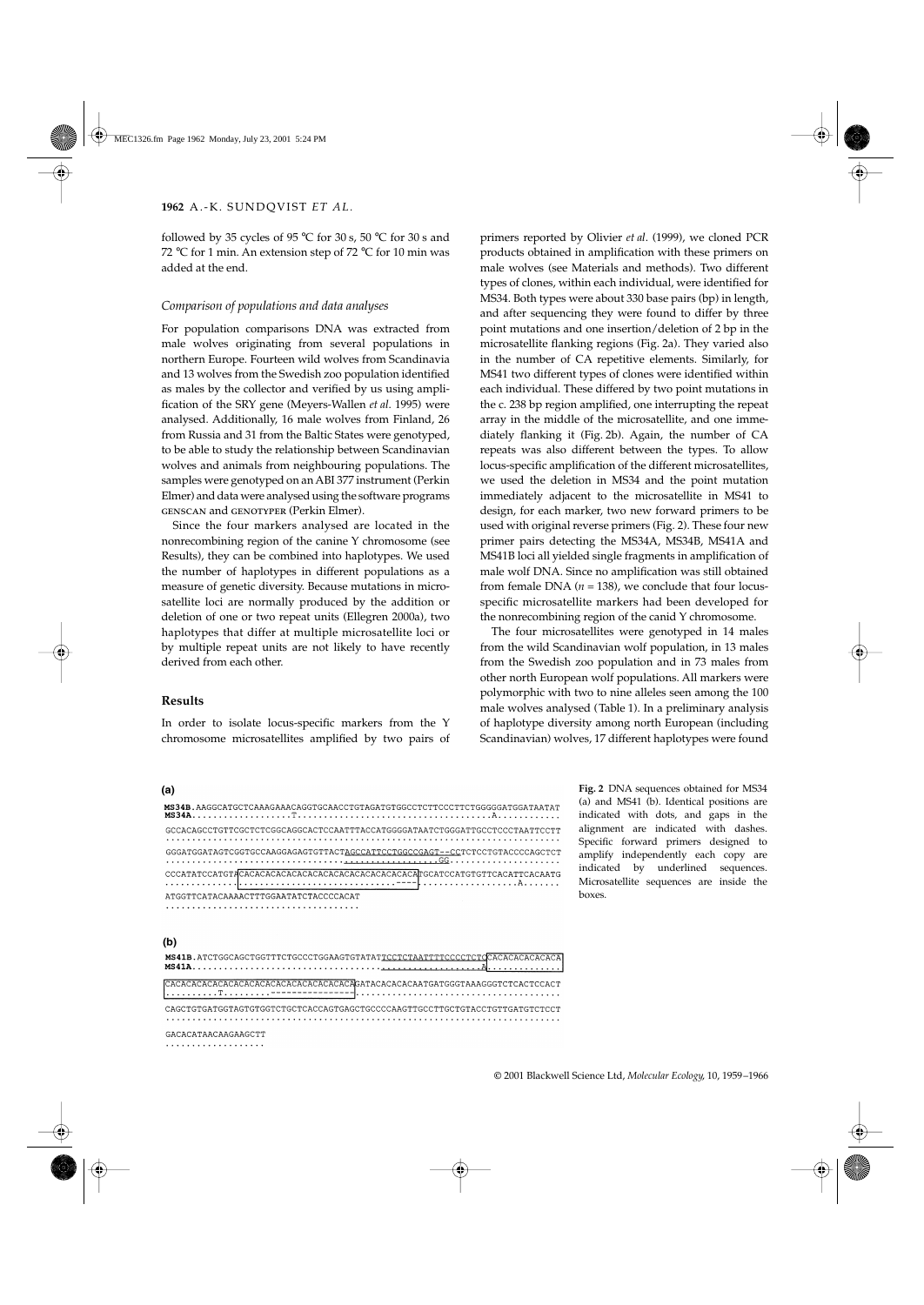followed by 35 cycles of 95 °C for 30 s, 50 °C for 30 s and 72 °C for 1 min. An extension step of 72 °C for 10 min was added at the end.

### *Comparison of populations and data analyses*

For population comparisons DNA was extracted from male wolves originating from several populations in northern Europe. Fourteen wild wolves from Scandinavia and 13 wolves from the Swedish zoo population identified as males by the collector and verified by us using amplification of the SRY gene (Meyers-Wallen *et al*. 1995) were analysed. Additionally, 16 male wolves from Finland, 26 from Russia and 31 from the Baltic States were genotyped, to be able to study the relationship between Scandinavian wolves and animals from neighbouring populations. The samples were genotyped on an ABI 377 instrument (Perkin Elmer) and data were analysed using the software programs GENSCAN and GENOTYPER (Perkin Elmer).

Since the four markers analysed are located in the nonrecombining region of the canine Y chromosome (see Results), they can be combined into haplotypes. We used the number of haplotypes in different populations as a measure of genetic diversity. Because mutations in microsatellite loci are normally produced by the addition or deletion of one or two repeat units (Ellegren 2000a), two haplotypes that differ at multiple microsatellite loci or by multiple repeat units are not likely to have recently derived from each other.

## Results

In order to isolate locus-specific markers from the Y chromosome microsatellites amplified by two pairs of primers reported by Olivier *et al*. (1999), we cloned PCR products obtained in amplification with these primers on male wolves (see Materials and methods). Two different types of clones, within each individual, were identified for MS34. Both types were about 330 base pairs (bp) in length, and after sequencing they were found to differ by three point mutations and one insertion/deletion of 2 bp in the microsatellite flanking regions (Fig. 2a). They varied also in the number of CA repetitive elements. Similarly, for MS41 two different types of clones were identified within each individual. These differed by two point mutations in the c. 238 bp region amplified, one interrupting the repeat array in the middle of the microsatellite, and one immediately flanking it (Fig. 2b). Again, the number of CA repeats was also different between the types. To allow locus-specific amplification of the different microsatellites, we used the deletion in MS34 and the point mutation immediately adjacent to the microsatellite in MS41 to design, for each marker, two new forward primers to be used with original reverse primers (Fig. 2). These four new primer pairs detecting the MS34A, MS34B, MS41A and MS41B loci all yielded single fragments in amplification of male wolf DNA. Since no amplification was still obtained from female DNA ($n = 138$), we conclude that four locus-specific microsatellite markers had been developed for the nonrecombining region of the canid Y chromosome.

The four microsatellites were genotyped in 14 males from the wild Scandinavian wolf population, in 13 males from the Swedish zoo population and in 73 males from other north European wolf populations. All markers were polymorphic with two to nine alleles seen among the 100 male wolves analysed (Table 1). In a preliminary analysis of haplotype diversity among north European (including Scandinavian) wolves, 17 different haplotypes were found

**(a)**

```
MS34B.AAGGCATGCTCAAAGAAACAGGTGCAACCTGTAGATGTGGCCTCTTCCCTTCTGGGGGATGGATAATAT
MS34A..................T...................................A............
GCCACAGCCTGTTCGCTCTCGGCAGGCACTCCAATTTACCATGGGGATAATCTGGGATTGCCTCCCTAATTCCTT
...........................................................................
GGGATGGATAGTCGGTGCCAAGGAGAGTGTTACTAGCCATTCCTGGCCGAGT--CCTCTCCTGTACCCCAGCTCT
..................................................GG.....................
CCCATATCCATGTACACACACACACACACACACACACACACACACATGCATCCATGTGTTCACATTCAAATG
.................................----...................A.......
ATGGTTCATACAAAACTTTGGAATATCTACCCCACAT
.....................................
```

**(b)**

```
MS41B.ATCTGGCAGCTGGTTTCTGCCCTGGAAGTGTATATTCCTCTAATTTTCCCCTCTCCACACACACACACA
MS41A...................................................A.............
CACACACACACACACACACACACACACACACACAGATACACACACAATGATGGGTAAAGGGTCTCACTCCACT
..........T.........---------------......................................
CAGCTGTGATGGTAGTGTGGTCTGCTCACCAGTGAGCTGCCCCAAGTTGCCTTGCTGTACCTGTTGATGTCTCCT
...........................................................................
GACACATAACAAGAAGCTT
...................
```

**Fig. 2** DNA sequences obtained for MS34 (a) and MS41 (b). Identical positions are indicated with dots, and gaps in the alignment are indicated with dashes. Specific forward primers designed to amplify independently each copy are indicated by underlined sequences. Microsatellite sequences are inside the boxes.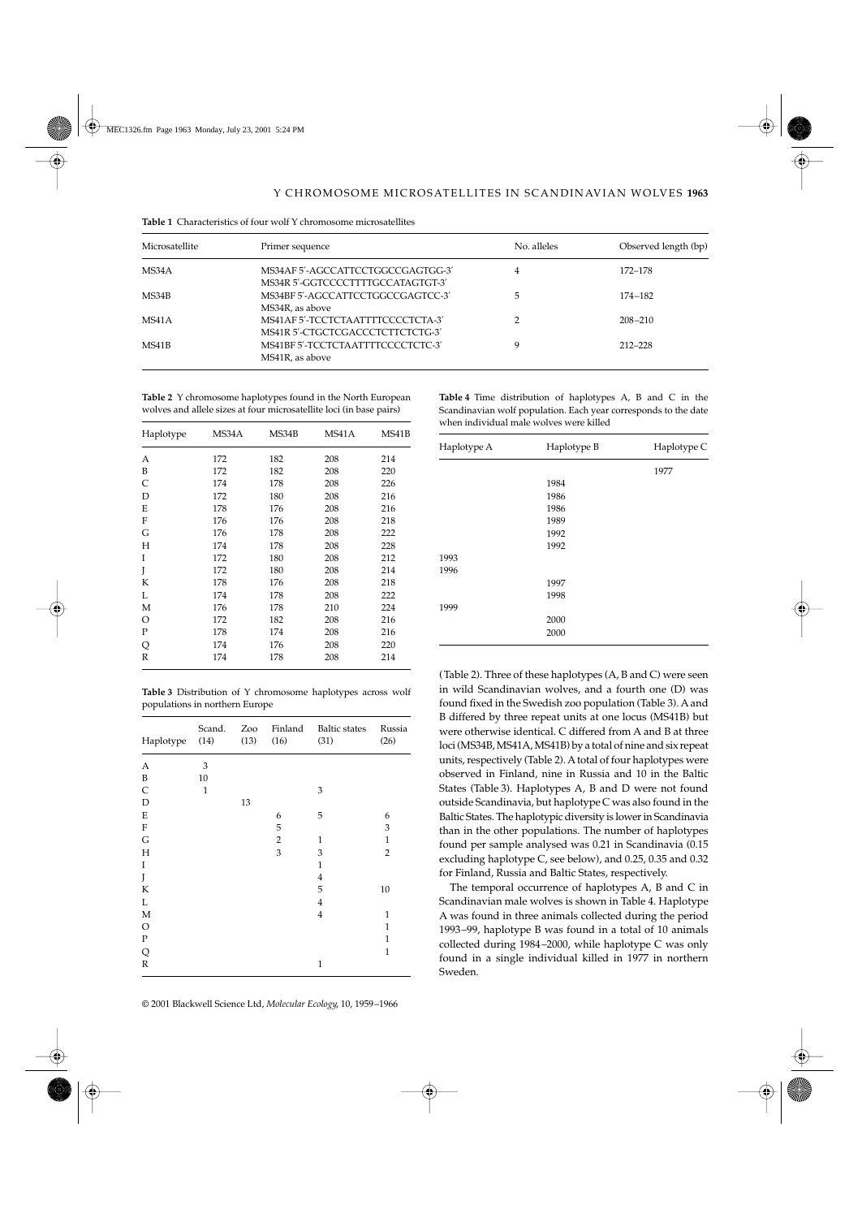**Table 1** Characteristics of four wolf Y chromosome microsatellites

| Microsatellite | Primer sequence | No. alleles | Observed length (bp) |
|---|---|---|---|
| MS34A | MS34AF 5′-AGCCATTCCTGGCCGAGTGG-3′<br>MS34R 5′-GGTCCCCTTTTGCCATAGTGT-3′ | 4 | 172–178 |
| MS34B | MS34BF 5′-AGCCATTCCTGGCCGAGTCC-3′<br>MS34R, as above | 5 | 174–182 |
| MS41A | MS41AF 5′-TCCTCTAATTTTCCCCTCTA-3′<br>MS41R 5′-CTGCTCGACCCTCTTCTCTG-3′ | 2 | 208–210 |
| MS41B | MS41BF 5′-TCCTCTAATTTTCCCCTCTC-3′<br>MS41R, as above | 9 | 212–228 |

**Table 2** Y chromosome haplotypes found in the North European wolves and allele sizes at four microsatellite loci (in base pairs)

| Haplotype | MS34A | MS34B | MS41A | MS41B |
|---|---|---|---|---|
| A | 172 | 182 | 208 | 214 |
| B | 172 | 182 | 208 | 220 |
| C | 174 | 178 | 208 | 226 |
| D | 172 | 180 | 208 | 216 |
| E | 178 | 176 | 208 | 216 |
| F | 176 | 176 | 208 | 218 |
| G | 176 | 178 | 208 | 222 |
| H | 174 | 178 | 208 | 228 |
| I | 172 | 180 | 208 | 212 |
| J | 172 | 180 | 208 | 214 |
| K | 178 | 176 | 208 | 218 |
| L | 174 | 178 | 208 | 222 |
| M | 176 | 178 | 210 | 224 |
| O | 172 | 182 | 208 | 216 |
| P | 178 | 174 | 208 | 216 |
| Q | 174 | 176 | 208 | 220 |
| R | 174 | 178 | 208 | 214 |

**Table 3** Distribution of Y chromosome haplotypes across wolf populations in northern Europe

| Haplotype | Scand. (14) | Zoo (13) | Finland (16) | Baltic states (31) | Russia (26) |
|---|---|---|---|---|---|
| A | 3 | | | | |
| B | 10 | | | | |
| C | 1 | | | 3 | |
| D | | 13 | | | |
| E | | | 6 | 5 | 6 |
| F | | | 5 | | 3 |
| G | | | 2 | 1 | 1 |
| H | | | 3 | 3 | 2 |
| I | | | | 1 | |
| J | | | | 4 | |
| K | | | | 5 | 10 |
| L | | | | 4 | |
| M | | | | 4 | 1 |
| O | | | | | 1 |
| P | | | | | 1 |
| Q | | | | | 1 |
| R | | | | 1 | |

**Table 4** Time distribution of haplotypes A, B and C in the Scandinavian wolf population. Each year corresponds to the date when individual male wolves were killed

| Haplotype A | Haplotype B | Haplotype C |
|---|---|---|
| | | 1977 |
| | 1984 | |
| | 1986 | |
| | 1986 | |
| | 1989 | |
| | 1992 | |
| | 1992 | |
| 1993 | | |
| 1996 | | |
| | 1997 | |
| | 1998 | |
| 1999 | | |
| | 2000 | |
| | 2000 | |

(Table 2). Three of these haplotypes (A, B and C) were seen in wild Scandinavian wolves, and a fourth one (D) was found fixed in the Swedish zoo population (Table 3). A and B differed by three repeat units at one locus (MS41B) but were otherwise identical. C differed from A and B at three loci (MS34B, MS41A, MS41B) by a total of nine and six repeat units, respectively (Table 2). A total of four haplotypes were observed in Finland, nine in Russia and 10 in the Baltic States (Table 3). Haplotypes A, B and D were not found outside Scandinavia, but haplotype C was also found in the Baltic States. The haplotypic diversity is lower in Scandinavia than in the other populations. The number of haplotypes found per sample analysed was 0.21 in Scandinavia (0.15 excluding haplotype C, see below), and 0.25, 0.35 and 0.32 for Finland, Russia and Baltic States, respectively.

The temporal occurrence of haplotypes A, B and C in Scandinavian male wolves is shown in Table 4. Haplotype A was found in three animals collected during the period 1993–99, haplotype B was found in a total of 10 animals collected during 1984–2000, while haplotype C was only found in a single individual killed in 1977 in northern Sweden.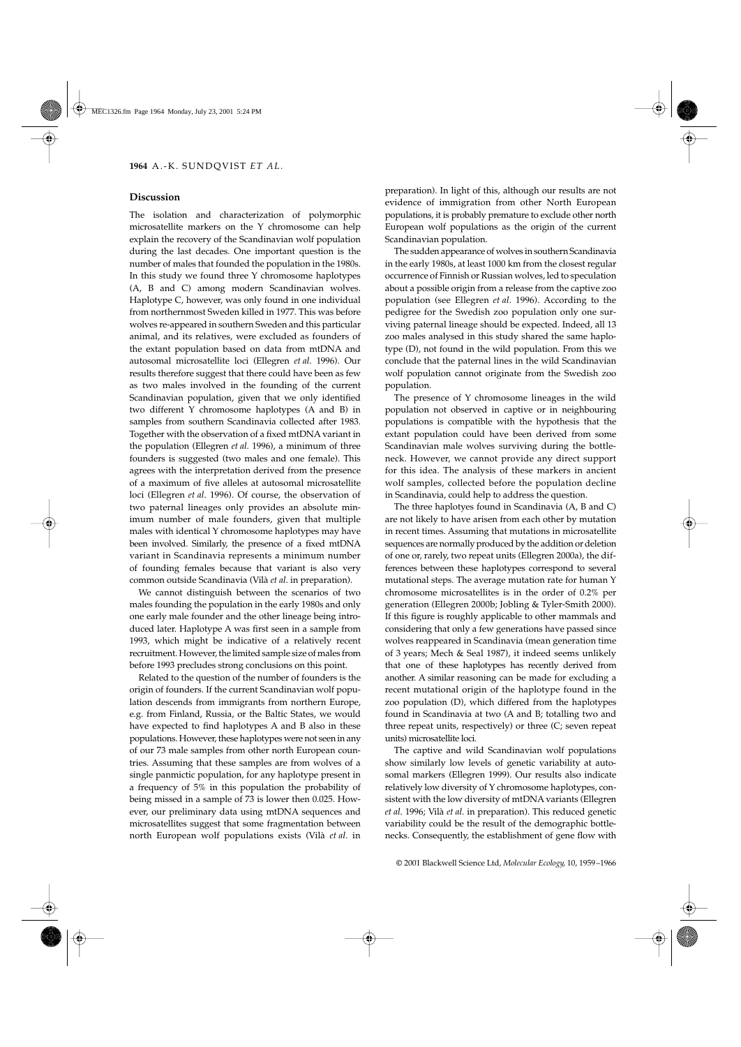## Discussion

The isolation and characterization of polymorphic microsatellite markers on the Y chromosome can help explain the recovery of the Scandinavian wolf population during the last decades. One important question is the number of males that founded the population in the 1980s. In this study we found three Y chromosome haplotypes (A, B and C) among modern Scandinavian wolves. Haplotype C, however, was only found in one individual from northernmost Sweden killed in 1977. This was before wolves re-appeared in southern Sweden and this particular animal, and its relatives, were excluded as founders of the extant population based on data from mtDNA and autosomal microsatellite loci (Ellegren *et al*. 1996). Our results therefore suggest that there could have been as few as two males involved in the founding of the current Scandinavian population, given that we only identified two different Y chromosome haplotypes (A and B) in samples from southern Scandinavia collected after 1983. Together with the observation of a fixed mtDNA variant in the population (Ellegren *et al*. 1996), a minimum of three founders is suggested (two males and one female). This agrees with the interpretation derived from the presence of a maximum of five alleles at autosomal microsatellite loci (Ellegren *et al*. 1996). Of course, the observation of two paternal lineages only provides an absolute minimum number of male founders, given that multiple males with identical Y chromosome haplotypes may have been involved. Similarly, the presence of a fixed mtDNA variant in Scandinavia represents a minimum number of founding females because that variant is also very common outside Scandinavia (Vilà *et al*. in preparation).

We cannot distinguish between the scenarios of two males founding the population in the early 1980s and only one early male founder and the other lineage being introduced later. Haplotype A was first seen in a sample from 1993, which might be indicative of a relatively recent recruitment. However, the limited sample size of males from before 1993 precludes strong conclusions on this point.

Related to the question of the number of founders is the origin of founders. If the current Scandinavian wolf population descends from immigrants from northern Europe, e.g. from Finland, Russia, or the Baltic States, we would have expected to find haplotypes A and B also in these populations. However, these haplotypes were not seen in any of our 73 male samples from other north European countries. Assuming that these samples are from wolves of a single panmictic population, for any haplotype present in a frequency of 5% in this population the probability of being missed in a sample of 73 is lower then 0.025. However, our preliminary data using mtDNA sequences and microsatellites suggest that some fragmentation between north European wolf populations exists (Vilà *et al*. in preparation). In light of this, although our results are not evidence of immigration from other North European populations, it is probably premature to exclude other north European wolf populations as the origin of the current Scandinavian population.

The sudden appearance of wolves in southern Scandinavia in the early 1980s, at least 1000 km from the closest regular occurrence of Finnish or Russian wolves, led to speculation about a possible origin from a release from the captive zoo population (see Ellegren *et al*. 1996). According to the pedigree for the Swedish zoo population only one surviving paternal lineage should be expected. Indeed, all 13 zoo males analysed in this study shared the same haplotype (D), not found in the wild population. From this we conclude that the paternal lines in the wild Scandinavian wolf population cannot originate from the Swedish zoo population.

The presence of Y chromosome lineages in the wild population not observed in captive or in neighbouring populations is compatible with the hypothesis that the extant population could have been derived from some Scandinavian male wolves surviving during the bottleneck. However, we cannot provide any direct support for this idea. The analysis of these markers in ancient wolf samples, collected before the population decline in Scandinavia, could help to address the question.

The three haplotyes found in Scandinavia (A, B and C) are not likely to have arisen from each other by mutation in recent times. Assuming that mutations in microsatellite sequences are normally produced by the addition or deletion of one or, rarely, two repeat units (Ellegren 2000a), the differences between these haplotypes correspond to several mutational steps. The average mutation rate for human Y chromosome microsatellites is in the order of 0.2% per generation (Ellegren 2000b; Jobling & Tyler-Smith 2000). If this figure is roughly applicable to other mammals and considering that only a few generations have passed since wolves reappeared in Scandinavia (mean generation time of 3 years; Mech & Seal 1987), it indeed seems unlikely that one of these haplotypes has recently derived from another. A similar reasoning can be made for excluding a recent mutational origin of the haplotype found in the zoo population (D), which differed from the haplotypes found in Scandinavia at two (A and B; totalling two and three repeat units, respectively) or three (C; seven repeat units) microsatellite loci.

The captive and wild Scandinavian wolf populations show similarly low levels of genetic variability at autosomal markers (Ellegren 1999). Our results also indicate relatively low diversity of Y chromosome haplotypes, consistent with the low diversity of mtDNA variants (Ellegren *et al*. 1996; Vilà *et al*. in preparation). This reduced genetic variability could be the result of the demographic bottlenecks. Consequently, the establishment of gene flow with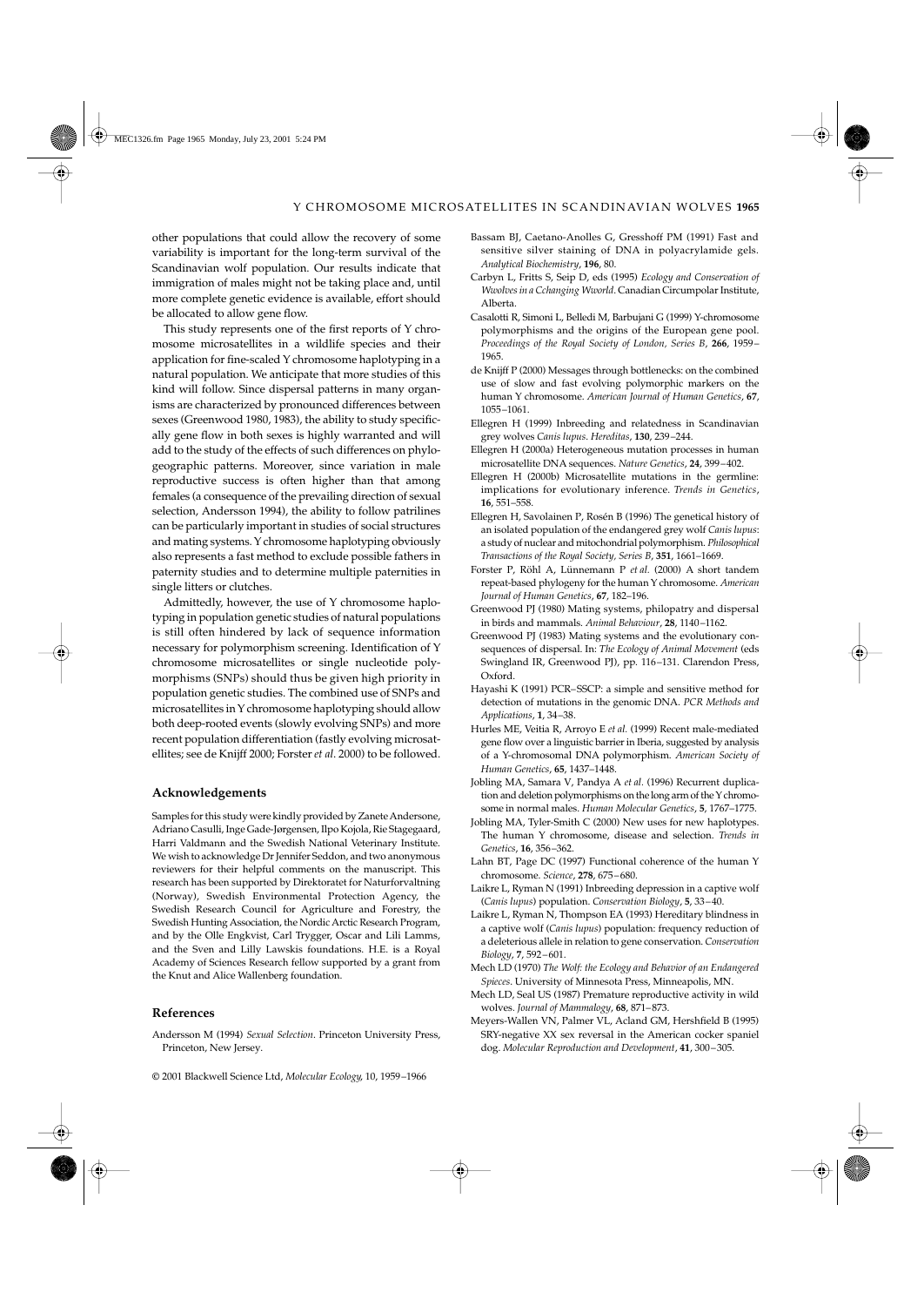other populations that could allow the recovery of some variability is important for the long-term survival of the Scandinavian wolf population. Our results indicate that immigration of males might not be taking place and, until more complete genetic evidence is available, effort should be allocated to allow gene flow.

This study represents one of the first reports of Y chromosome microsatellites in a wildlife species and their application for fine-scaled Y chromosome haplotyping in a natural population. We anticipate that more studies of this kind will follow. Since dispersal patterns in many organisms are characterized by pronounced differences between sexes (Greenwood 1980, 1983), the ability to study specifically gene flow in both sexes is highly warranted and will add to the study of the effects of such differences on phylogeographic patterns. Moreover, since variation in male reproductive success is often higher than that among females (a consequence of the prevailing direction of sexual selection, Andersson 1994), the ability to follow patrilines can be particularly important in studies of social structures and mating systems. Y chromosome haplotyping obviously also represents a fast method to exclude possible fathers in paternity studies and to determine multiple paternities in single litters or clutches.

Admittedly, however, the use of Y chromosome haplotyping in population genetic studies of natural populations is still often hindered by lack of sequence information necessary for polymorphism screening. Identification of Y chromosome microsatellites or single nucleotide polymorphisms (SNPs) should thus be given high priority in population genetic studies. The combined use of SNPs and microsatellites in Y chromosome haplotyping should allow both deep-rooted events (slowly evolving SNPs) and more recent population differentiation (fastly evolving microsatellites; see de Knijff 2000; Forster *et al*. 2000) to be followed.

## Acknowledgements

Samples for this study were kindly provided by Zanete Andersone, Adriano Casulli, Inge Gade-Jørgensen, Ilpo Kojola, Rie Stagegaard, Harri Valdmann and the Swedish National Veterinary Institute. We wish to acknowledge Dr Jennifer Seddon, and two anonymous reviewers for their helpful comments on the manuscript. This research has been supported by Direktoratet for Naturforvaltning (Norway), Swedish Environmental Protection Agency, the Swedish Research Council for Agriculture and Forestry, the Swedish Hunting Association, the Nordic Arctic Research Program, and by the Olle Engkvist, Carl Trygger, Oscar and Lili Lamms, and the Sven and Lilly Lawskis foundations. H.E. is a Royal Academy of Sciences Research fellow supported by a grant from the Knut and Alice Wallenberg foundation.

## References

Andersson M (1994) *Sexual Selection*. Princeton University Press, Princeton, New Jersey.

Bassam BJ, Caetano-Anolles G, Gresshoff PM (1991) Fast and sensitive silver staining of DNA in polyacrylamide gels. *Analytical Biochemistry*, **196**, 80.

Carbyn L, Fritts S, Seip D, eds (1995) *Ecology and Conservation of Wwolves in a Cchanging Wworld*. Canadian Circumpolar Institute, Alberta.

Casalotti R, Simoni L, Belledi M, Barbujani G (1999) Y-chromosome polymorphisms and the origins of the European gene pool. *Proceedings of the Royal Society of London, Series B*, **266**, 1959–1965.

de Knijff P (2000) Messages through bottlenecks: on the combined use of slow and fast evolving polymorphic markers on the human Y chromosome. *American Journal of Human Genetics*, **67**, 1055–1061.

Ellegren H (1999) Inbreeding and relatedness in Scandinavian grey wolves *Canis lupus*. *Hereditas*, **130**, 239–244.

Ellegren H (2000a) Heterogeneous mutation processes in human microsatellite DNA sequences. *Nature Genetics*, **24**, 399–402.

Ellegren H (2000b) Microsatellite mutations in the germline: implications for evolutionary inference. *Trends in Genetics*, **16**, 551–558.

Ellegren H, Savolainen P, Rosén B (1996) The genetical history of an isolated population of the endangered grey wolf *Canis lupus*: a study of nuclear and mitochondrial polymorphism. *Philosophical Transactions of the Royal Society, Series B*, **351**, 1661–1669.

Forster P, Röhl A, Lünnemann P *et al*. (2000) A short tandem repeat-based phylogeny for the human Y chromosome. *American Journal of Human Genetics*, **67**, 182–196.

Greenwood PJ (1980) Mating systems, philopatry and dispersal in birds and mammals. *Animal Behaviour*, **28**, 1140–1162.

Greenwood PJ (1983) Mating systems and the evolutionary consequences of dispersal. In: *The Ecology of Animal Movement* (eds Swingland IR, Greenwood PJ), pp. 116–131. Clarendon Press, Oxford.

Hayashi K (1991) PCR–SSCP: a simple and sensitive method for detection of mutations in the genomic DNA. *PCR Methods and Applications*, **1**, 34–38.

Hurles ME, Veitia R, Arroyo E *et al*. (1999) Recent male-mediated gene flow over a linguistic barrier in Iberia, suggested by analysis of a Y-chromosomal DNA polymorphism. *American Society of Human Genetics*, **65**, 1437–1448.

Jobling MA, Samara V, Pandya A *et al*. (1996) Recurrent duplication and deletion polymorphisms on the long arm of the Y chromosome in normal males. *Human Molecular Genetics*, **5**, 1767–1775.

Jobling MA, Tyler-Smith C (2000) New uses for new haplotypes. The human Y chromosome, disease and selection. *Trends in Genetics*, **16**, 356–362.

Lahn BT, Page DC (1997) Functional coherence of the human Y chromosome. *Science*, **278**, 675–680.

Laikre L, Ryman N (1991) Inbreeding depression in a captive wolf (*Canis lupus*) population. *Conservation Biology*, **5**, 33–40.

Laikre L, Ryman N, Thompson EA (1993) Hereditary blindness in a captive wolf (*Canis lupus*) population: frequency reduction of a deleterious allele in relation to gene conservation. *Conservation Biology*, **7**, 592–601.

Mech LD (1970) *The Wolf: the Ecology and Behavior of an Endangered Spieces*. University of Minnesota Press, Minneapolis, MN.

Mech LD, Seal US (1987) Premature reproductive activity in wild wolves. *Journal of Mammalogy*, **68**, 871–873.

Meyers-Wallen VN, Palmer VL, Acland GM, Hershfield B (1995) SRY-negative XX sex reversal in the American cocker spaniel dog. *Molecular Reproduction and Development*, **41**, 300–305.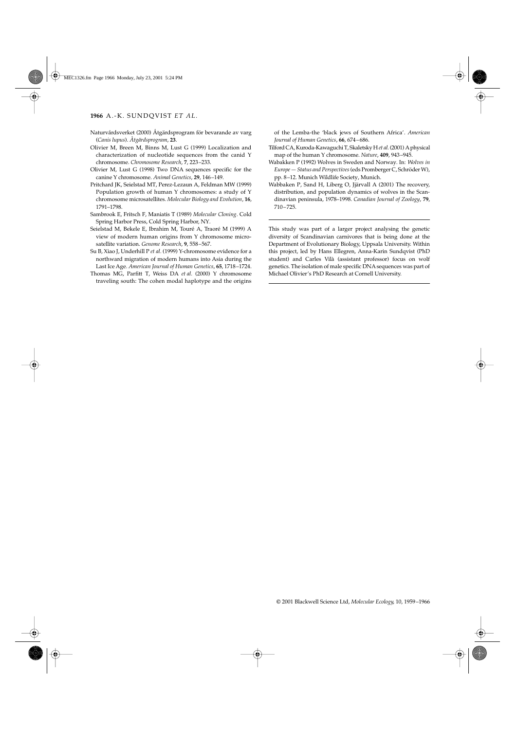Naturvårdsverket (2000) Åtgärdsprogram för bevarande av varg (*Canis lupus*). *Åtgärdsprogram*, **23**.

Olivier M, Breen M, Binns M, Lust G (1999) Localization and characterization of nucleotide sequences from the canid Y chromosome. *Chromosome Research*, **7**, 223–233.

Olivier M, Lust G (1998) Two DNA sequences specific for the canine Y chromosome. *Animal Genetics*, **29**, 146–149.

Pritchard JK, Seielstad MT, Perez-Lezaun A, Feldman MW (1999) Population growth of human Y chromosomes: a study of Y chromosome microsatellites. *Molecular Biology and Evolution*, **16**, 1791–1798.

Sambrook E, Fritsch F, Maniatis T (1989) *Molecular Cloning*. Cold Spring Harbor Press, Cold Spring Harbor, NY.

Seielstad M, Bekele E, Ibrahim M, Touré A, Traoré M (1999) A view of modern human origins from Y chromosome microsatellite variation. *Genome Research*, **9**, 558–567.

Su B, Xiao J, Underhill P *et al*. (1999) Y-chromosome evidence for a northward migration of modern humans into Asia during the Last Ice Age. *American Journal of Human Genetics*, **65**, 1718–1724.

Thomas MG, Parfitt T, Weiss DA *et al*. (2000) Y chromosome traveling south: The cohen modal haplotype and the origins of the Lemba-the 'black jews of Southern Africa'. *American Journal of Human Genetics*, **66**, 674–686.

Tilford CA, Kuroda-Kawaguchi T, Skaletsky H *et al*. (2001) A physical map of the human Y chromosome. *Nature*, **409**, 943–945.

Wabakken P (1992) Wolves in Sweden and Norway. In: *Wolves in Europe — Status and Perspectives* (eds Promberger C, Schröder W), pp. 8–12. Munich Wildlife Society, Munich.

Wabbaken P, Sand H, Liberg O, Järvall A (2001) The recovery, distribution, and population dynamics of wolves in the Scandinavian peninsula, 1978–1998. *Canadian Journal of Zoology*, **79**, 710–725.

---

This study was part of a larger project analysing the genetic diversity of Scandinavian carnivores that is being done at the Department of Evolutionary Biology, Uppsala University. Within this project, led by Hans Ellegren, Anna-Karin Sundqvist (PhD student) and Carles Vilà (assistant professor) focus on wolf genetics. The isolation of male specific DNA sequences was part of Michael Olivier's PhD Research at Cornell University.